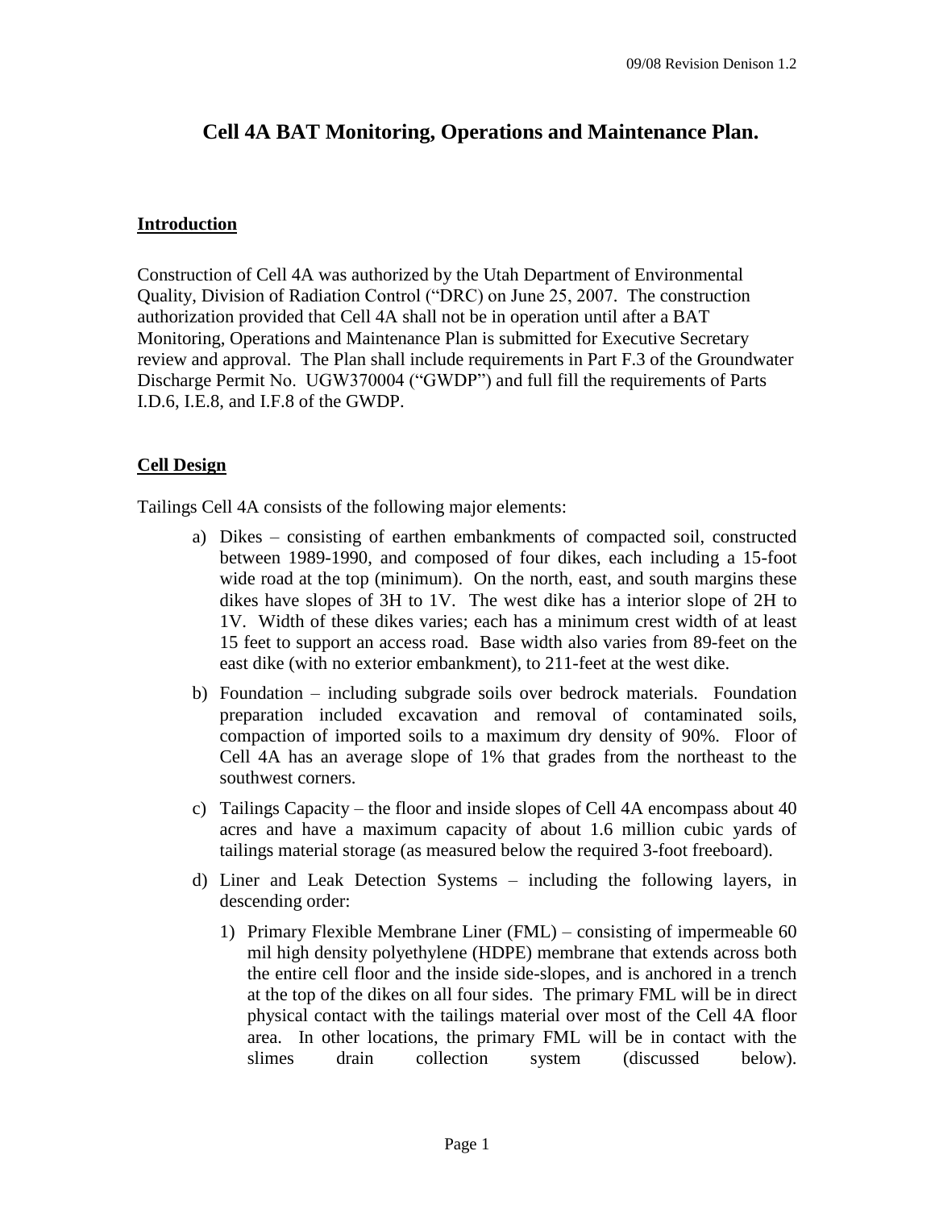# Cell 4A BAT Monitoring, Operations and Maintenance Plan.

## Introduction

Construction of Cell 4A was authorized by the Utah Department of Environmental Quality, Division of Radiation Control ("DRC) on June 25, 2007. The construction authorization provided that Cell 4A shall not be in operation until after a BAT Monitoring, Operations and Maintenance Plan is submitted for Executive Secretary review and approval. The Plan shall include requirements in Part F.3 of the Groundwater Discharge Permit No. UGW370004 ("GWDP") and full fill the requirements of Parts I.D.6, I.E.8, and I.F.8 of the GWDP.

## Cell Design

Tailings Cell 4A consists of the following major elements:

a) Dikes – consisting of earthen embankments of compacted soil, constructed between 1989-1990, and composed of four dikes, each including a 15-foot wide road at the top (minimum). On the north, east, and south margins these dikes have slopes of 3H to 1V. The west dike has a interior slope of 2H to 1V. Width of these dikes varies; each has a minimum crest width of at least 15 feet to support an access road. Base width also varies from 89-feet on the east dike (with no exterior embankment), to 211-feet at the west dike.

b) Foundation – including subgrade soils over bedrock materials. Foundation preparation included excavation and removal of contaminated soils, compaction of imported soils to a maximum dry density of 90%. Floor of Cell 4A has an average slope of 1% that grades from the northeast to the southwest corners.

c) Tailings Capacity – the floor and inside slopes of Cell 4A encompass about 40 acres and have a maximum capacity of about 1.6 million cubic yards of tailings material storage (as measured below the required 3-foot freeboard).

d) Liner and Leak Detection Systems – including the following layers, in descending order:

   1) Primary Flexible Membrane Liner (FML) – consisting of impermeable 60 mil high density polyethylene (HDPE) membrane that extends across both the entire cell floor and the inside side-slopes, and is anchored in a trench at the top of the dikes on all four sides. The primary FML will be in direct physical contact with the tailings material over most of the Cell 4A floor area. In other locations, the primary FML will be in contact with the slimes drain collection system (discussed below).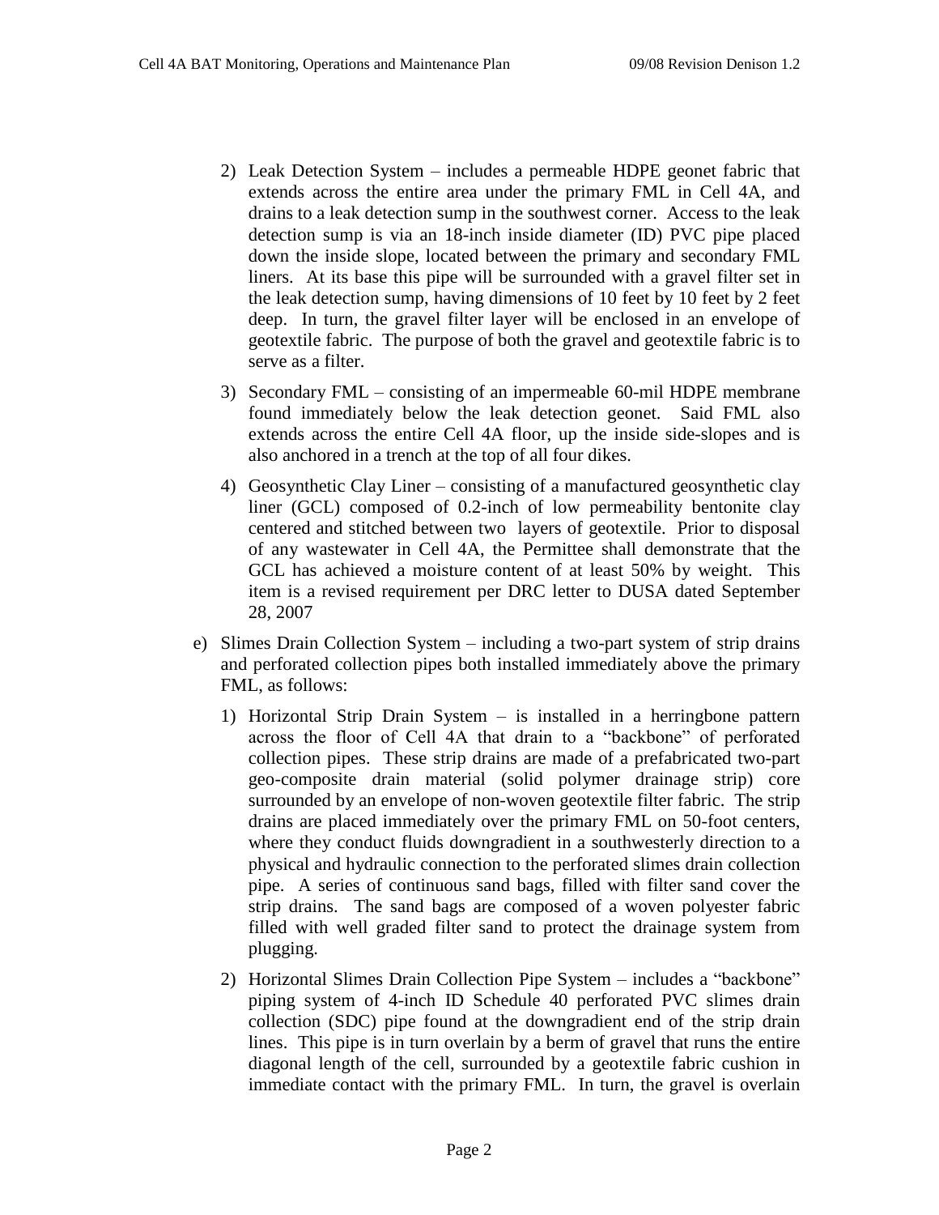2) Leak Detection System – includes a permeable HDPE geonet fabric that extends across the entire area under the primary FML in Cell 4A, and drains to a leak detection sump in the southwest corner. Access to the leak detection sump is via an 18-inch inside diameter (ID) PVC pipe placed down the inside slope, located between the primary and secondary FML liners. At its base this pipe will be surrounded with a gravel filter set in the leak detection sump, having dimensions of 10 feet by 10 feet by 2 feet deep. In turn, the gravel filter layer will be enclosed in an envelope of geotextile fabric. The purpose of both the gravel and geotextile fabric is to serve as a filter.

3) Secondary FML – consisting of an impermeable 60-mil HDPE membrane found immediately below the leak detection geonet. Said FML also extends across the entire Cell 4A floor, up the inside side-slopes and is also anchored in a trench at the top of all four dikes.

4) Geosynthetic Clay Liner – consisting of a manufactured geosynthetic clay liner (GCL) composed of 0.2-inch of low permeability bentonite clay centered and stitched between two layers of geotextile. Prior to disposal of any wastewater in Cell 4A, the Permittee shall demonstrate that the GCL has achieved a moisture content of at least 50% by weight. This item is a revised requirement per DRC letter to DUSA dated September 28, 2007

e) Slimes Drain Collection System – including a two-part system of strip drains and perforated collection pipes both installed immediately above the primary FML, as follows:

1) Horizontal Strip Drain System – is installed in a herringbone pattern across the floor of Cell 4A that drain to a "backbone" of perforated collection pipes. These strip drains are made of a prefabricated two-part geo-composite drain material (solid polymer drainage strip) core surrounded by an envelope of non-woven geotextile filter fabric. The strip drains are placed immediately over the primary FML on 50-foot centers, where they conduct fluids downgradient in a southwesterly direction to a physical and hydraulic connection to the perforated slimes drain collection pipe. A series of continuous sand bags, filled with filter sand cover the strip drains. The sand bags are composed of a woven polyester fabric filled with well graded filter sand to protect the drainage system from plugging.

2) Horizontal Slimes Drain Collection Pipe System – includes a "backbone" piping system of 4-inch ID Schedule 40 perforated PVC slimes drain collection (SDC) pipe found at the downgradient end of the strip drain lines. This pipe is in turn overlain by a berm of gravel that runs the entire diagonal length of the cell, surrounded by a geotextile fabric cushion in immediate contact with the primary FML. In turn, the gravel is overlain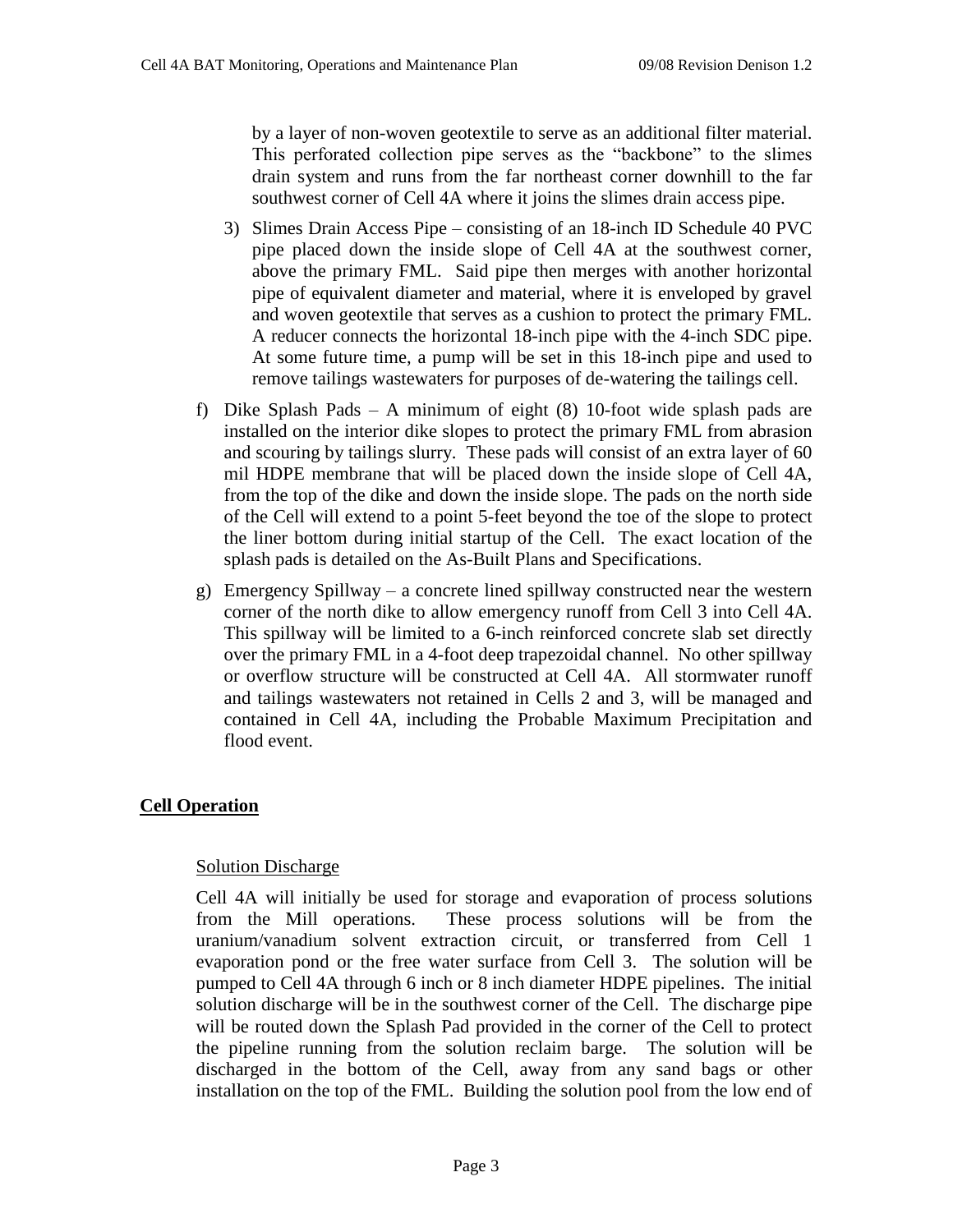by a layer of non-woven geotextile to serve as an additional filter material. This perforated collection pipe serves as the "backbone" to the slimes drain system and runs from the far northeast corner downhill to the far southwest corner of Cell 4A where it joins the slimes drain access pipe.

3) Slimes Drain Access Pipe – consisting of an 18-inch ID Schedule 40 PVC pipe placed down the inside slope of Cell 4A at the southwest corner, above the primary FML. Said pipe then merges with another horizontal pipe of equivalent diameter and material, where it is enveloped by gravel and woven geotextile that serves as a cushion to protect the primary FML. A reducer connects the horizontal 18-inch pipe with the 4-inch SDC pipe. At some future time, a pump will be set in this 18-inch pipe and used to remove tailings wastewaters for purposes of de-watering the tailings cell.

f) Dike Splash Pads – A minimum of eight (8) 10-foot wide splash pads are installed on the interior dike slopes to protect the primary FML from abrasion and scouring by tailings slurry. These pads will consist of an extra layer of 60 mil HDPE membrane that will be placed down the inside slope of Cell 4A, from the top of the dike and down the inside slope. The pads on the north side of the Cell will extend to a point 5-feet beyond the toe of the slope to protect the liner bottom during initial startup of the Cell. The exact location of the splash pads is detailed on the As-Built Plans and Specifications.

g) Emergency Spillway – a concrete lined spillway constructed near the western corner of the north dike to allow emergency runoff from Cell 3 into Cell 4A. This spillway will be limited to a 6-inch reinforced concrete slab set directly over the primary FML in a 4-foot deep trapezoidal channel. No other spillway or overflow structure will be constructed at Cell 4A. All stormwater runoff and tailings wastewaters not retained in Cells 2 and 3, will be managed and contained in Cell 4A, including the Probable Maximum Precipitation and flood event.

## Cell Operation

### Solution Discharge

Cell 4A will initially be used for storage and evaporation of process solutions from the Mill operations. These process solutions will be from the uranium/vanadium solvent extraction circuit, or transferred from Cell 1 evaporation pond or the free water surface from Cell 3. The solution will be pumped to Cell 4A through 6 inch or 8 inch diameter HDPE pipelines. The initial solution discharge will be in the southwest corner of the Cell. The discharge pipe will be routed down the Splash Pad provided in the corner of the Cell to protect the pipeline running from the solution reclaim barge. The solution will be discharged in the bottom of the Cell, away from any sand bags or other installation on the top of the FML. Building the solution pool from the low end of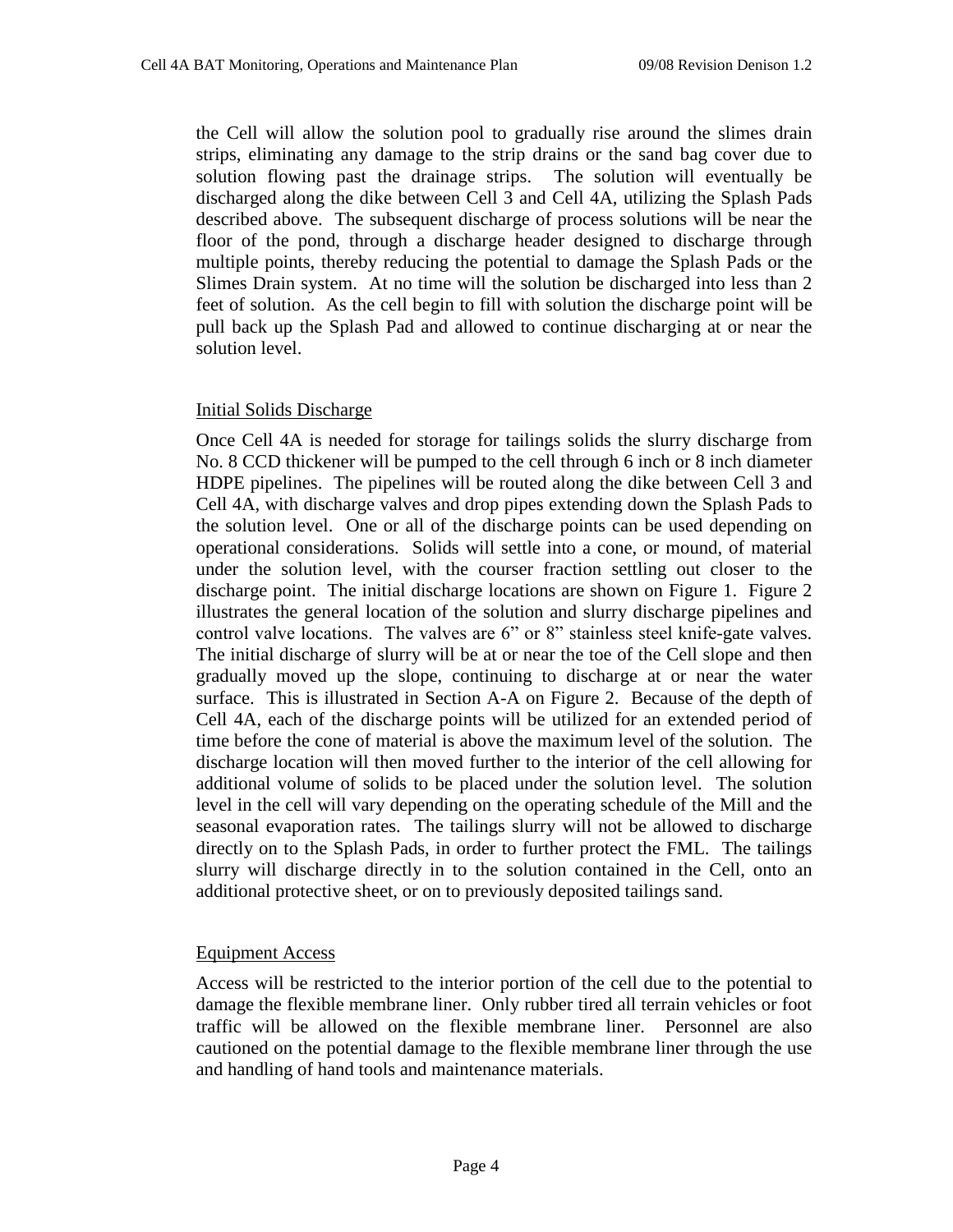the Cell will allow the solution pool to gradually rise around the slimes drain strips, eliminating any damage to the strip drains or the sand bag cover due to solution flowing past the drainage strips. The solution will eventually be discharged along the dike between Cell 3 and Cell 4A, utilizing the Splash Pads described above. The subsequent discharge of process solutions will be near the floor of the pond, through a discharge header designed to discharge through multiple points, thereby reducing the potential to damage the Splash Pads or the Slimes Drain system. At no time will the solution be discharged into less than 2 feet of solution. As the cell begin to fill with solution the discharge point will be pull back up the Splash Pad and allowed to continue discharging at or near the solution level.

Initial Solids Discharge

Once Cell 4A is needed for storage for tailings solids the slurry discharge from No. 8 CCD thickener will be pumped to the cell through 6 inch or 8 inch diameter HDPE pipelines. The pipelines will be routed along the dike between Cell 3 and Cell 4A, with discharge valves and drop pipes extending down the Splash Pads to the solution level. One or all of the discharge points can be used depending on operational considerations. Solids will settle into a cone, or mound, of material under the solution level, with the courser fraction settling out closer to the discharge point. The initial discharge locations are shown on Figure 1. Figure 2 illustrates the general location of the solution and slurry discharge pipelines and control valve locations. The valves are 6" or 8" stainless steel knife-gate valves. The initial discharge of slurry will be at or near the toe of the Cell slope and then gradually moved up the slope, continuing to discharge at or near the water surface. This is illustrated in Section A-A on Figure 2. Because of the depth of Cell 4A, each of the discharge points will be utilized for an extended period of time before the cone of material is above the maximum level of the solution. The discharge location will then moved further to the interior of the cell allowing for additional volume of solids to be placed under the solution level. The solution level in the cell will vary depending on the operating schedule of the Mill and the seasonal evaporation rates. The tailings slurry will not be allowed to discharge directly on to the Splash Pads, in order to further protect the FML. The tailings slurry will discharge directly in to the solution contained in the Cell, onto an additional protective sheet, or on to previously deposited tailings sand.

Equipment Access

Access will be restricted to the interior portion of the cell due to the potential to damage the flexible membrane liner. Only rubber tired all terrain vehicles or foot traffic will be allowed on the flexible membrane liner. Personnel are also cautioned on the potential damage to the flexible membrane liner through the use and handling of hand tools and maintenance materials.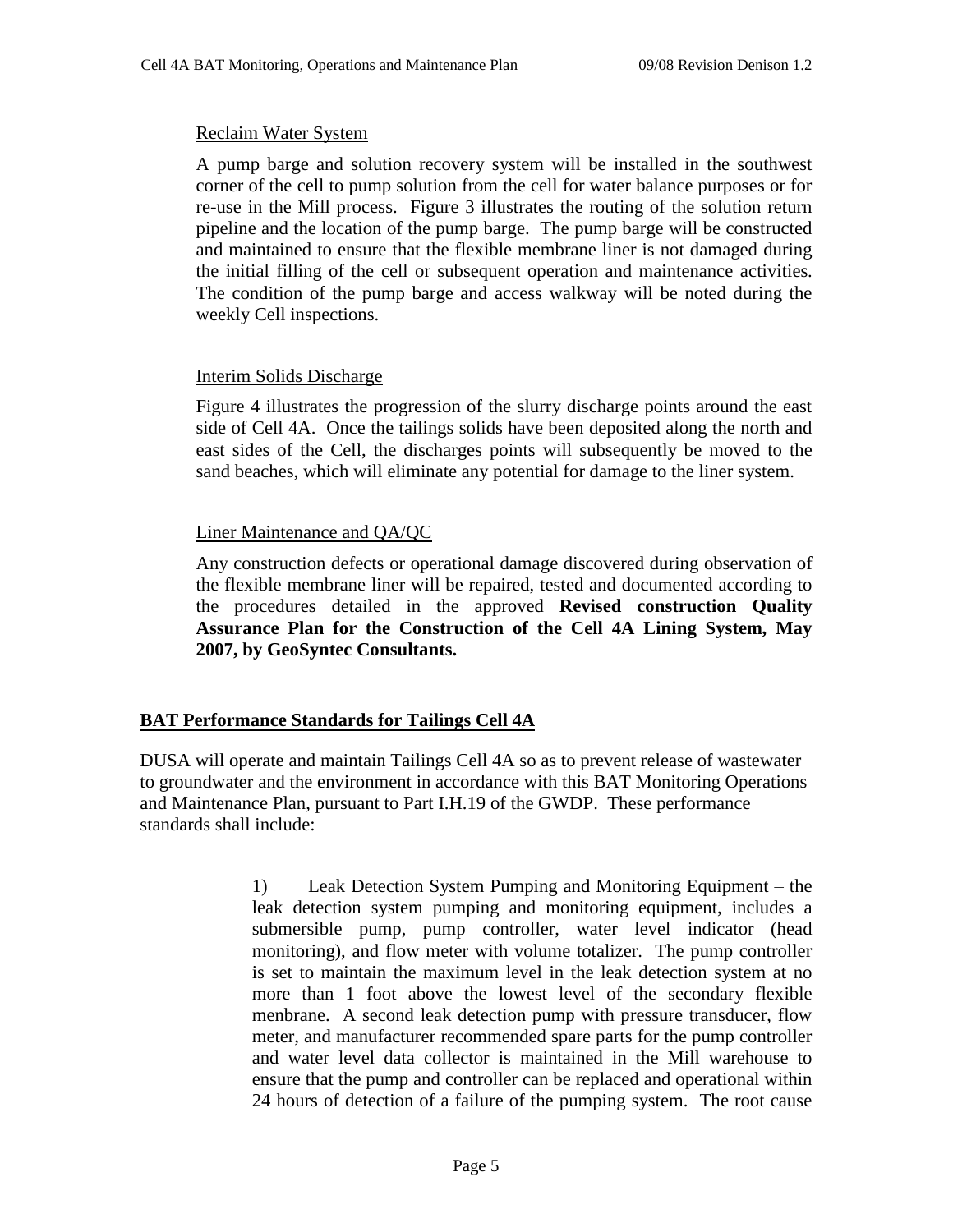Reclaim Water System

A pump barge and solution recovery system will be installed in the southwest corner of the cell to pump solution from the cell for water balance purposes or for re-use in the Mill process. Figure 3 illustrates the routing of the solution return pipeline and the location of the pump barge. The pump barge will be constructed and maintained to ensure that the flexible membrane liner is not damaged during the initial filling of the cell or subsequent operation and maintenance activities. The condition of the pump barge and access walkway will be noted during the weekly Cell inspections.

Interim Solids Discharge

Figure 4 illustrates the progression of the slurry discharge points around the east side of Cell 4A. Once the tailings solids have been deposited along the north and east sides of the Cell, the discharges points will subsequently be moved to the sand beaches, which will eliminate any potential for damage to the liner system.

Liner Maintenance and QA/QC

Any construction defects or operational damage discovered during observation of the flexible membrane liner will be repaired, tested and documented according to the procedures detailed in the approved **Revised construction Quality Assurance Plan for the Construction of the Cell 4A Lining System, May 2007, by GeoSyntec Consultants.**

## BAT Performance Standards for Tailings Cell 4A

DUSA will operate and maintain Tailings Cell 4A so as to prevent release of wastewater to groundwater and the environment in accordance with this BAT Monitoring Operations and Maintenance Plan, pursuant to Part I.H.19 of the GWDP. These performance standards shall include:

1) Leak Detection System Pumping and Monitoring Equipment – the leak detection system pumping and monitoring equipment, includes a submersible pump, pump controller, water level indicator (head monitoring), and flow meter with volume totalizer. The pump controller is set to maintain the maximum level in the leak detection system at no more than 1 foot above the lowest level of the secondary flexible menbrane. A second leak detection pump with pressure transducer, flow meter, and manufacturer recommended spare parts for the pump controller and water level data collector is maintained in the Mill warehouse to ensure that the pump and controller can be replaced and operational within 24 hours of detection of a failure of the pumping system. The root cause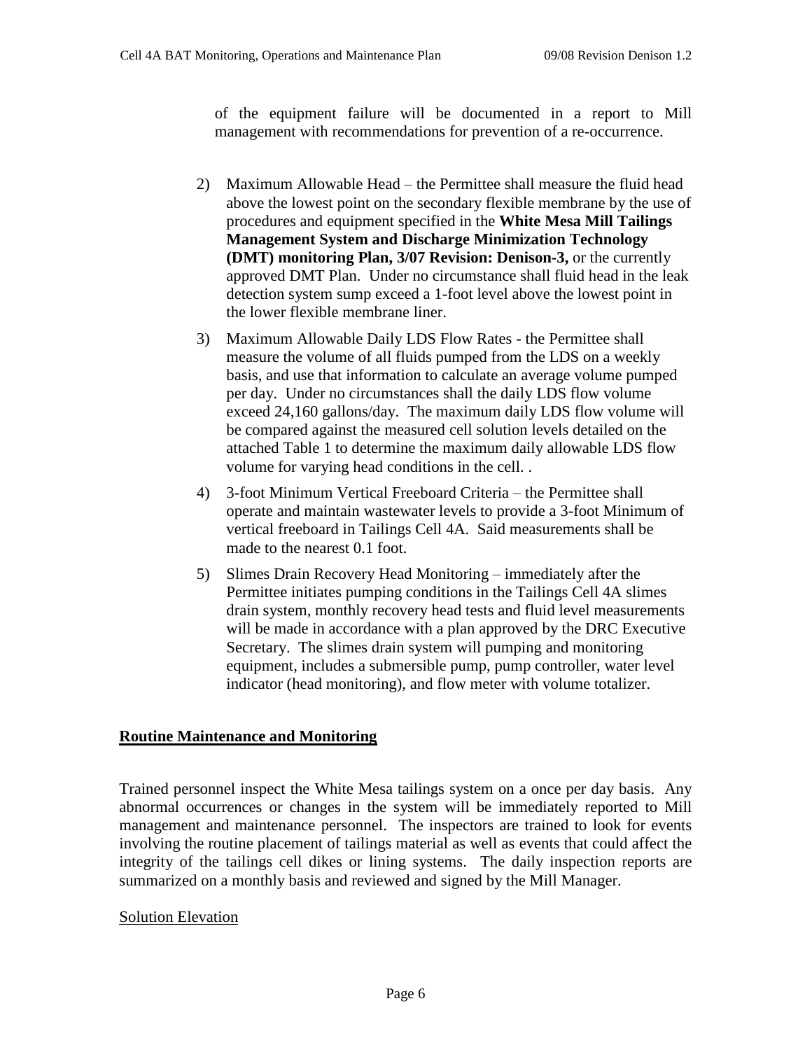of the equipment failure will be documented in a report to Mill management with recommendations for prevention of a re-occurrence.

2) Maximum Allowable Head – the Permittee shall measure the fluid head above the lowest point on the secondary flexible membrane by the use of procedures and equipment specified in the **White Mesa Mill Tailings Management System and Discharge Minimization Technology (DMT) monitoring Plan, 3/07 Revision: Denison-3,** or the currently approved DMT Plan. Under no circumstance shall fluid head in the leak detection system sump exceed a 1-foot level above the lowest point in the lower flexible membrane liner.

3) Maximum Allowable Daily LDS Flow Rates - the Permittee shall measure the volume of all fluids pumped from the LDS on a weekly basis, and use that information to calculate an average volume pumped per day. Under no circumstances shall the daily LDS flow volume exceed 24,160 gallons/day. The maximum daily LDS flow volume will be compared against the measured cell solution levels detailed on the attached Table 1 to determine the maximum daily allowable LDS flow volume for varying head conditions in the cell. .

4) 3-foot Minimum Vertical Freeboard Criteria – the Permittee shall operate and maintain wastewater levels to provide a 3-foot Minimum of vertical freeboard in Tailings Cell 4A. Said measurements shall be made to the nearest 0.1 foot.

5) Slimes Drain Recovery Head Monitoring – immediately after the Permittee initiates pumping conditions in the Tailings Cell 4A slimes drain system, monthly recovery head tests and fluid level measurements will be made in accordance with a plan approved by the DRC Executive Secretary. The slimes drain system will pumping and monitoring equipment, includes a submersible pump, pump controller, water level indicator (head monitoring), and flow meter with volume totalizer.

## Routine Maintenance and Monitoring

Trained personnel inspect the White Mesa tailings system on a once per day basis. Any abnormal occurrences or changes in the system will be immediately reported to Mill management and maintenance personnel. The inspectors are trained to look for events involving the routine placement of tailings material as well as events that could affect the integrity of the tailings cell dikes or lining systems. The daily inspection reports are summarized on a monthly basis and reviewed and signed by the Mill Manager.

### Solution Elevation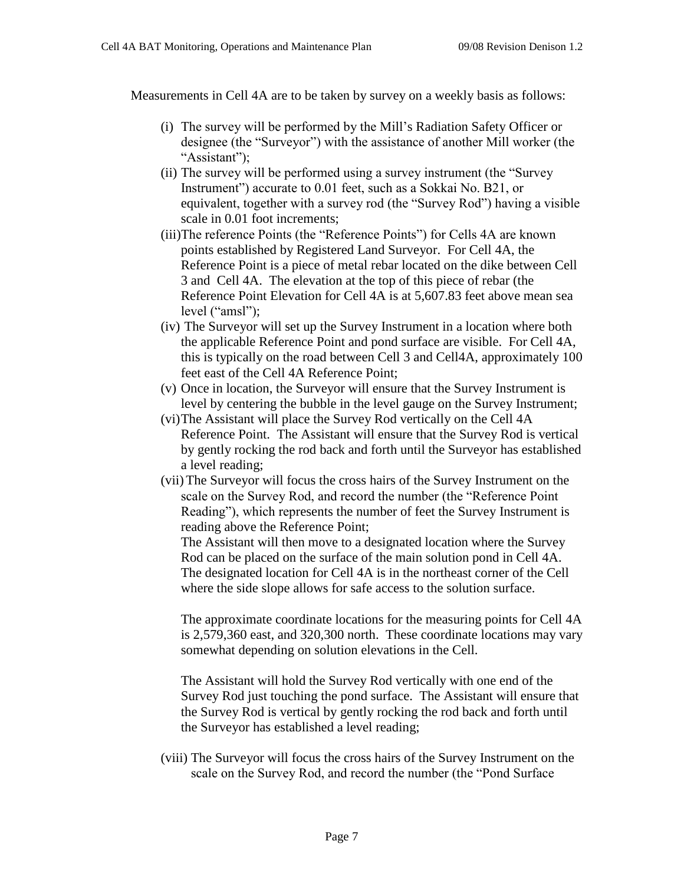Measurements in Cell 4A are to be taken by survey on a weekly basis as follows:

(i) The survey will be performed by the Mill's Radiation Safety Officer or designee (the "Surveyor") with the assistance of another Mill worker (the "Assistant");

(ii) The survey will be performed using a survey instrument (the "Survey Instrument") accurate to 0.01 feet, such as a Sokkai No. B21, or equivalent, together with a survey rod (the "Survey Rod") having a visible scale in 0.01 foot increments;

(iii) The reference Points (the "Reference Points") for Cells 4A are known points established by Registered Land Surveyor. For Cell 4A, the Reference Point is a piece of metal rebar located on the dike between Cell 3 and Cell 4A. The elevation at the top of this piece of rebar (the Reference Point Elevation for Cell 4A is at 5,607.83 feet above mean sea level ("amsl");

(iv) The Surveyor will set up the Survey Instrument in a location where both the applicable Reference Point and pond surface are visible. For Cell 4A, this is typically on the road between Cell 3 and Cell4A, approximately 100 feet east of the Cell 4A Reference Point;

(v) Once in location, the Surveyor will ensure that the Survey Instrument is level by centering the bubble in the level gauge on the Survey Instrument;

(vi) The Assistant will place the Survey Rod vertically on the Cell 4A Reference Point. The Assistant will ensure that the Survey Rod is vertical by gently rocking the rod back and forth until the Surveyor has established a level reading;

(vii) The Surveyor will focus the cross hairs of the Survey Instrument on the scale on the Survey Rod, and record the number (the "Reference Point Reading"), which represents the number of feet the Survey Instrument is reading above the Reference Point;

The Assistant will then move to a designated location where the Survey Rod can be placed on the surface of the main solution pond in Cell 4A. The designated location for Cell 4A is in the northeast corner of the Cell where the side slope allows for safe access to the solution surface.

The approximate coordinate locations for the measuring points for Cell 4A is 2,579,360 east, and 320,300 north. These coordinate locations may vary somewhat depending on solution elevations in the Cell.

The Assistant will hold the Survey Rod vertically with one end of the Survey Rod just touching the pond surface. The Assistant will ensure that the Survey Rod is vertical by gently rocking the rod back and forth until the Surveyor has established a level reading;

(viii) The Surveyor will focus the cross hairs of the Survey Instrument on the scale on the Survey Rod, and record the number (the "Pond Surface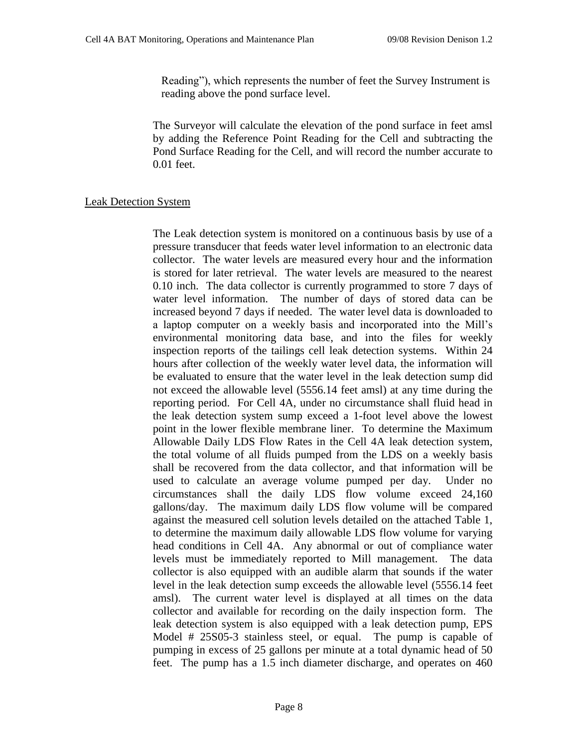Reading"), which represents the number of feet the Survey Instrument is reading above the pond surface level.

The Surveyor will calculate the elevation of the pond surface in feet amsl by adding the Reference Point Reading for the Cell and subtracting the Pond Surface Reading for the Cell, and will record the number accurate to 0.01 feet.

Leak Detection System

The Leak detection system is monitored on a continuous basis by use of a pressure transducer that feeds water level information to an electronic data collector. The water levels are measured every hour and the information is stored for later retrieval. The water levels are measured to the nearest 0.10 inch. The data collector is currently programmed to store 7 days of water level information. The number of days of stored data can be increased beyond 7 days if needed. The water level data is downloaded to a laptop computer on a weekly basis and incorporated into the Mill's environmental monitoring data base, and into the files for weekly inspection reports of the tailings cell leak detection systems. Within 24 hours after collection of the weekly water level data, the information will be evaluated to ensure that the water level in the leak detection sump did not exceed the allowable level (5556.14 feet amsl) at any time during the reporting period. For Cell 4A, under no circumstance shall fluid head in the leak detection system sump exceed a 1-foot level above the lowest point in the lower flexible membrane liner. To determine the Maximum Allowable Daily LDS Flow Rates in the Cell 4A leak detection system, the total volume of all fluids pumped from the LDS on a weekly basis shall be recovered from the data collector, and that information will be used to calculate an average volume pumped per day. Under no circumstances shall the daily LDS flow volume exceed 24,160 gallons/day. The maximum daily LDS flow volume will be compared against the measured cell solution levels detailed on the attached Table 1, to determine the maximum daily allowable LDS flow volume for varying head conditions in Cell 4A. Any abnormal or out of compliance water levels must be immediately reported to Mill management. The data collector is also equipped with an audible alarm that sounds if the water level in the leak detection sump exceeds the allowable level (5556.14 feet amsl). The current water level is displayed at all times on the data collector and available for recording on the daily inspection form. The leak detection system is also equipped with a leak detection pump, EPS Model # 25S05-3 stainless steel, or equal. The pump is capable of pumping in excess of 25 gallons per minute at a total dynamic head of 50 feet. The pump has a 1.5 inch diameter discharge, and operates on 460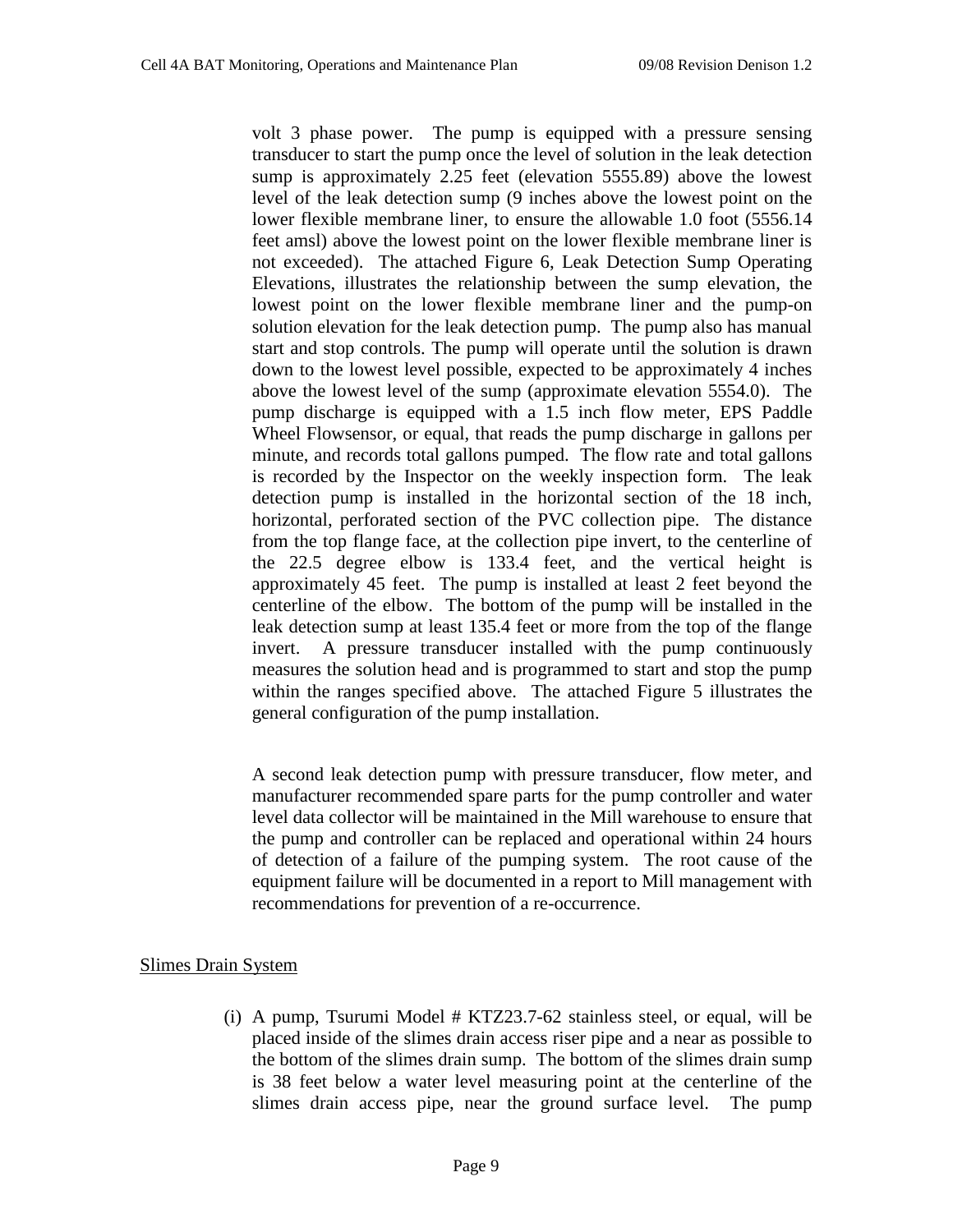volt 3 phase power. The pump is equipped with a pressure sensing transducer to start the pump once the level of solution in the leak detection sump is approximately 2.25 feet (elevation 5555.89) above the lowest level of the leak detection sump (9 inches above the lowest point on the lower flexible membrane liner, to ensure the allowable 1.0 foot (5556.14 feet amsl) above the lowest point on the lower flexible membrane liner is not exceeded). The attached Figure 6, Leak Detection Sump Operating Elevations, illustrates the relationship between the sump elevation, the lowest point on the lower flexible membrane liner and the pump-on solution elevation for the leak detection pump. The pump also has manual start and stop controls. The pump will operate until the solution is drawn down to the lowest level possible, expected to be approximately 4 inches above the lowest level of the sump (approximate elevation 5554.0). The pump discharge is equipped with a 1.5 inch flow meter, EPS Paddle Wheel Flowsensor, or equal, that reads the pump discharge in gallons per minute, and records total gallons pumped. The flow rate and total gallons is recorded by the Inspector on the weekly inspection form. The leak detection pump is installed in the horizontal section of the 18 inch, horizontal, perforated section of the PVC collection pipe. The distance from the top flange face, at the collection pipe invert, to the centerline of the 22.5 degree elbow is 133.4 feet, and the vertical height is approximately 45 feet. The pump is installed at least 2 feet beyond the centerline of the elbow. The bottom of the pump will be installed in the leak detection sump at least 135.4 feet or more from the top of the flange invert. A pressure transducer installed with the pump continuously measures the solution head and is programmed to start and stop the pump within the ranges specified above. The attached Figure 5 illustrates the general configuration of the pump installation.

A second leak detection pump with pressure transducer, flow meter, and manufacturer recommended spare parts for the pump controller and water level data collector will be maintained in the Mill warehouse to ensure that the pump and controller can be replaced and operational within 24 hours of detection of a failure of the pumping system. The root cause of the equipment failure will be documented in a report to Mill management with recommendations for prevention of a re-occurrence.

Slimes Drain System

(i) A pump, Tsurumi Model # KTZ23.7-62 stainless steel, or equal, will be placed inside of the slimes drain access riser pipe and a near as possible to the bottom of the slimes drain sump. The bottom of the slimes drain sump is 38 feet below a water level measuring point at the centerline of the slimes drain access pipe, near the ground surface level. The pump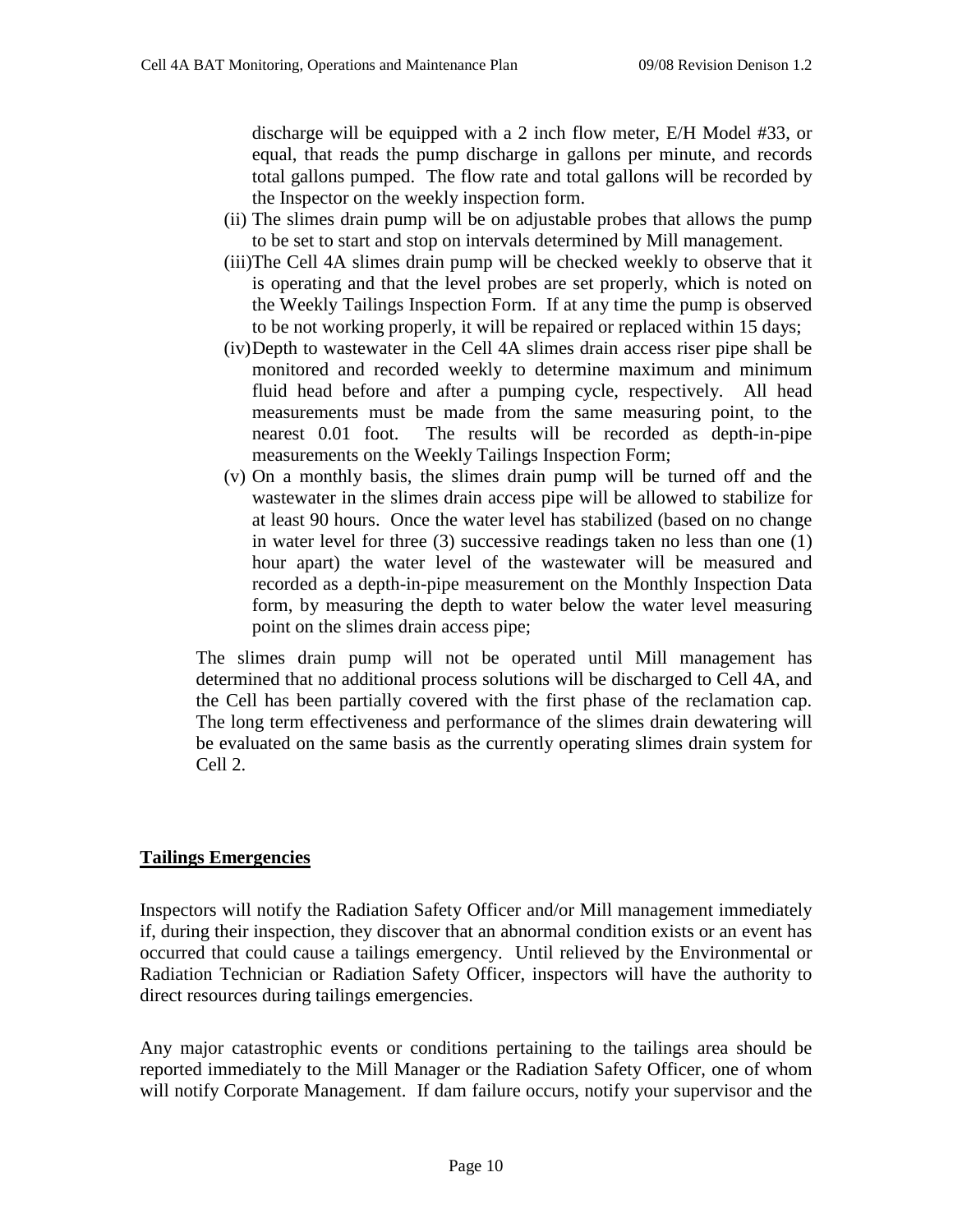discharge will be equipped with a 2 inch flow meter, E/H Model #33, or equal, that reads the pump discharge in gallons per minute, and records total gallons pumped. The flow rate and total gallons will be recorded by the Inspector on the weekly inspection form.

(ii) The slimes drain pump will be on adjustable probes that allows the pump to be set to start and stop on intervals determined by Mill management.

(iii) The Cell 4A slimes drain pump will be checked weekly to observe that it is operating and that the level probes are set properly, which is noted on the Weekly Tailings Inspection Form. If at any time the pump is observed to be not working properly, it will be repaired or replaced within 15 days;

(iv) Depth to wastewater in the Cell 4A slimes drain access riser pipe shall be monitored and recorded weekly to determine maximum and minimum fluid head before and after a pumping cycle, respectively. All head measurements must be made from the same measuring point, to the nearest 0.01 foot. The results will be recorded as depth-in-pipe measurements on the Weekly Tailings Inspection Form;

(v) On a monthly basis, the slimes drain pump will be turned off and the wastewater in the slimes drain access pipe will be allowed to stabilize for at least 90 hours. Once the water level has stabilized (based on no change in water level for three (3) successive readings taken no less than one (1) hour apart) the water level of the wastewater will be measured and recorded as a depth-in-pipe measurement on the Monthly Inspection Data form, by measuring the depth to water below the water level measuring point on the slimes drain access pipe;

The slimes drain pump will not be operated until Mill management has determined that no additional process solutions will be discharged to Cell 4A, and the Cell has been partially covered with the first phase of the reclamation cap. The long term effectiveness and performance of the slimes drain dewatering will be evaluated on the same basis as the currently operating slimes drain system for Cell 2.

## Tailings Emergencies

Inspectors will notify the Radiation Safety Officer and/or Mill management immediately if, during their inspection, they discover that an abnormal condition exists or an event has occurred that could cause a tailings emergency. Until relieved by the Environmental or Radiation Technician or Radiation Safety Officer, inspectors will have the authority to direct resources during tailings emergencies.

Any major catastrophic events or conditions pertaining to the tailings area should be reported immediately to the Mill Manager or the Radiation Safety Officer, one of whom will notify Corporate Management. If dam failure occurs, notify your supervisor and the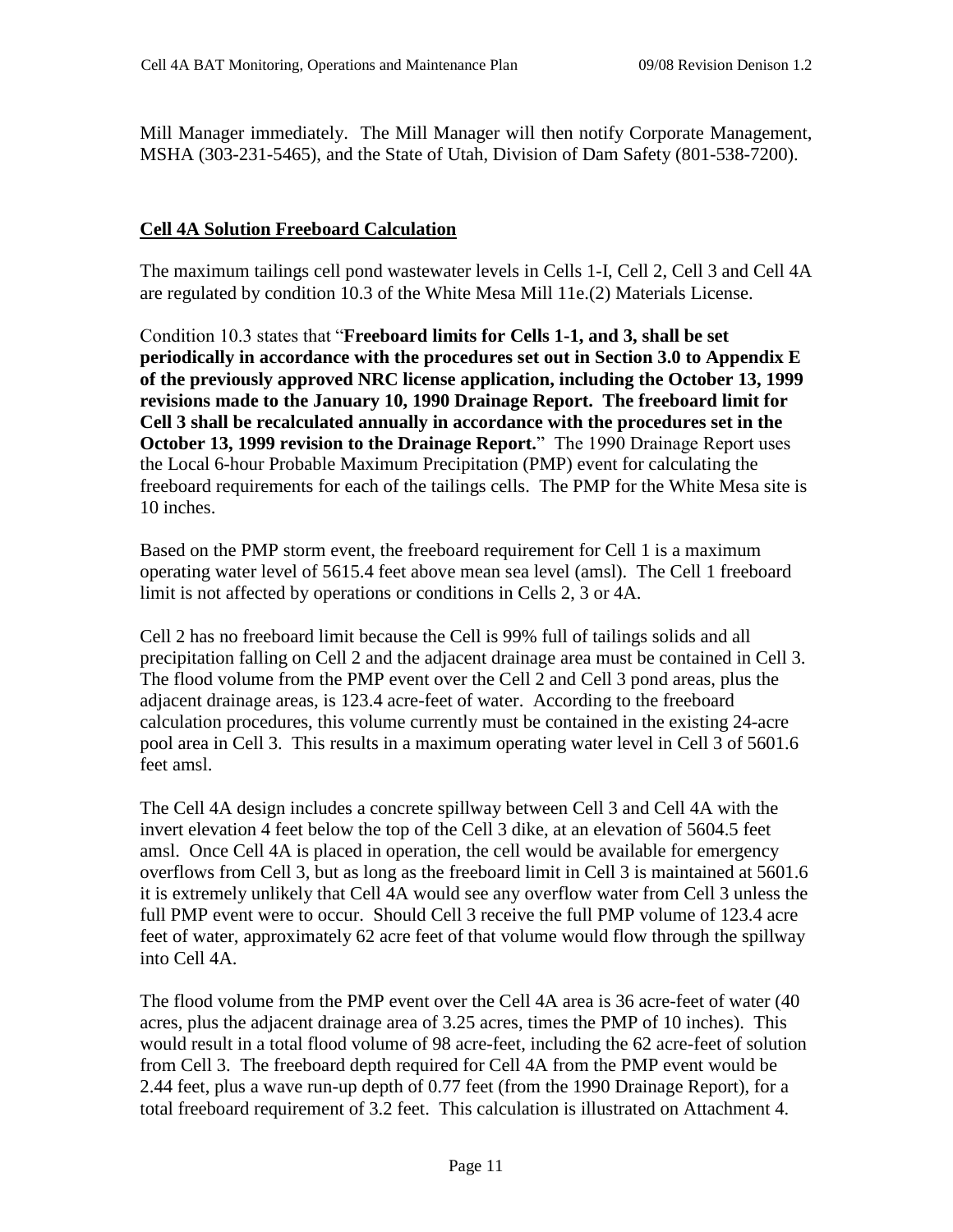Mill Manager immediately. The Mill Manager will then notify Corporate Management, MSHA (303-231-5465), and the State of Utah, Division of Dam Safety (801-538-7200).

## **Cell 4A Solution Freeboard Calculation**

The maximum tailings cell pond wastewater levels in Cells 1-I, Cell 2, Cell 3 and Cell 4A are regulated by condition 10.3 of the White Mesa Mill 11e.(2) Materials License.

Condition 10.3 states that "**Freeboard limits for Cells 1-1, and 3, shall be set periodically in accordance with the procedures set out in Section 3.0 to Appendix E of the previously approved NRC license application, including the October 13, 1999 revisions made to the January 10, 1990 Drainage Report. The freeboard limit for Cell 3 shall be recalculated annually in accordance with the procedures set in the October 13, 1999 revision to the Drainage Report.**" The 1990 Drainage Report uses the Local 6-hour Probable Maximum Precipitation (PMP) event for calculating the freeboard requirements for each of the tailings cells. The PMP for the White Mesa site is 10 inches.

Based on the PMP storm event, the freeboard requirement for Cell 1 is a maximum operating water level of 5615.4 feet above mean sea level (amsl). The Cell 1 freeboard limit is not affected by operations or conditions in Cells 2, 3 or 4A.

Cell 2 has no freeboard limit because the Cell is 99% full of tailings solids and all precipitation falling on Cell 2 and the adjacent drainage area must be contained in Cell 3. The flood volume from the PMP event over the Cell 2 and Cell 3 pond areas, plus the adjacent drainage areas, is 123.4 acre-feet of water. According to the freeboard calculation procedures, this volume currently must be contained in the existing 24-acre pool area in Cell 3. This results in a maximum operating water level in Cell 3 of 5601.6 feet amsl.

The Cell 4A design includes a concrete spillway between Cell 3 and Cell 4A with the invert elevation 4 feet below the top of the Cell 3 dike, at an elevation of 5604.5 feet amsl. Once Cell 4A is placed in operation, the cell would be available for emergency overflows from Cell 3, but as long as the freeboard limit in Cell 3 is maintained at 5601.6 it is extremely unlikely that Cell 4A would see any overflow water from Cell 3 unless the full PMP event were to occur. Should Cell 3 receive the full PMP volume of 123.4 acre feet of water, approximately 62 acre feet of that volume would flow through the spillway into Cell 4A.

The flood volume from the PMP event over the Cell 4A area is 36 acre-feet of water (40 acres, plus the adjacent drainage area of 3.25 acres, times the PMP of 10 inches). This would result in a total flood volume of 98 acre-feet, including the 62 acre-feet of solution from Cell 3. The freeboard depth required for Cell 4A from the PMP event would be 2.44 feet, plus a wave run-up depth of 0.77 feet (from the 1990 Drainage Report), for a total freeboard requirement of 3.2 feet. This calculation is illustrated on Attachment 4.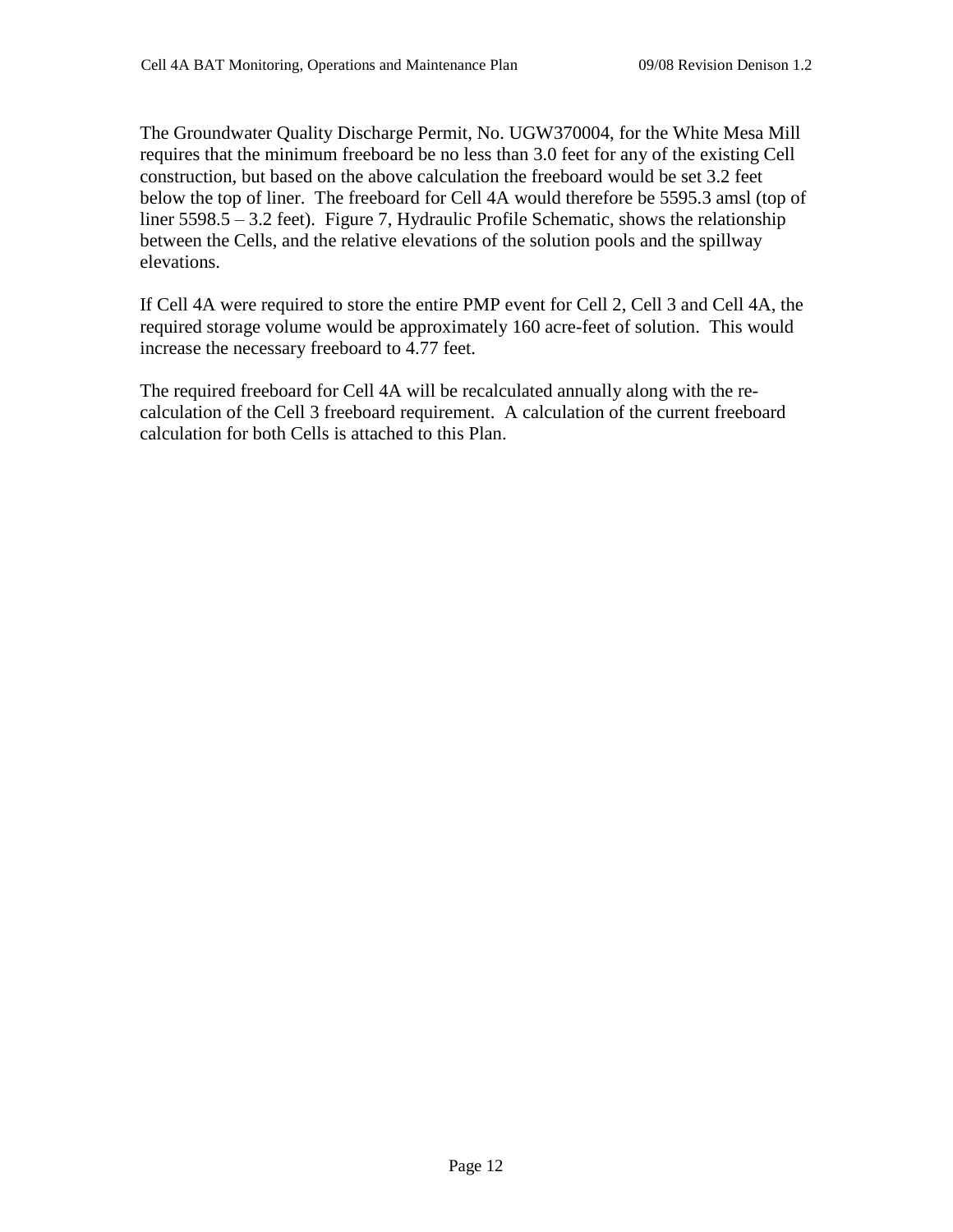The Groundwater Quality Discharge Permit, No. UGW370004, for the White Mesa Mill requires that the minimum freeboard be no less than 3.0 feet for any of the existing Cell construction, but based on the above calculation the freeboard would be set 3.2 feet below the top of liner. The freeboard for Cell 4A would therefore be 5595.3 amsl (top of liner 5598.5 – 3.2 feet). Figure 7, Hydraulic Profile Schematic, shows the relationship between the Cells, and the relative elevations of the solution pools and the spillway elevations.

If Cell 4A were required to store the entire PMP event for Cell 2, Cell 3 and Cell 4A, the required storage volume would be approximately 160 acre-feet of solution. This would increase the necessary freeboard to 4.77 feet.

The required freeboard for Cell 4A will be recalculated annually along with the re-calculation of the Cell 3 freeboard requirement. A calculation of the current freeboard calculation for both Cells is attached to this Plan.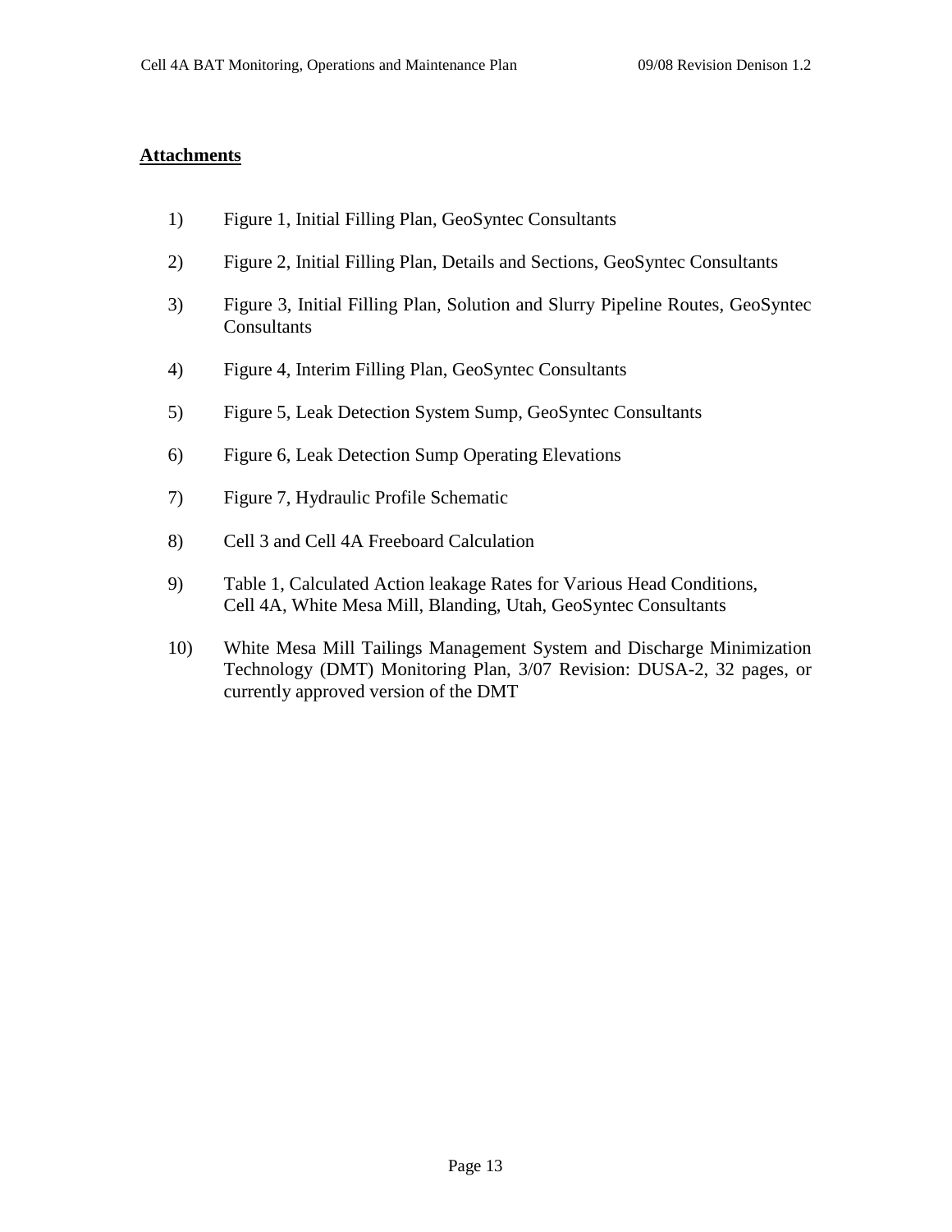## Attachments

1) Figure 1, Initial Filling Plan, GeoSyntec Consultants

2) Figure 2, Initial Filling Plan, Details and Sections, GeoSyntec Consultants

3) Figure 3, Initial Filling Plan, Solution and Slurry Pipeline Routes, GeoSyntec Consultants

4) Figure 4, Interim Filling Plan, GeoSyntec Consultants

5) Figure 5, Leak Detection System Sump, GeoSyntec Consultants

6) Figure 6, Leak Detection Sump Operating Elevations

7) Figure 7, Hydraulic Profile Schematic

8) Cell 3 and Cell 4A Freeboard Calculation

9) Table 1, Calculated Action leakage Rates for Various Head Conditions, Cell 4A, White Mesa Mill, Blanding, Utah, GeoSyntec Consultants

10) White Mesa Mill Tailings Management System and Discharge Minimization Technology (DMT) Monitoring Plan, 3/07 Revision: DUSA-2, 32 pages, or currently approved version of the DMT